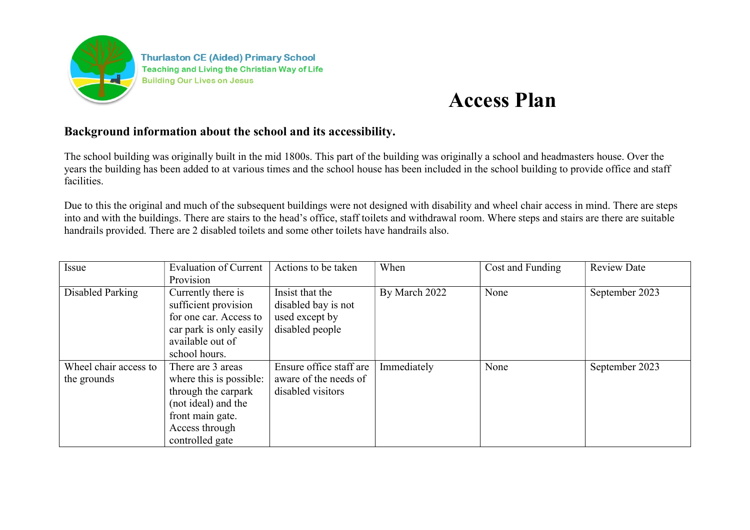Thurlaston CE (Aided) Primary School
Teaching and Living the Christian Way of Life
Building Our Lives on Jesus

# Access Plan

## Background information about the school and its accessibility.

The school building was originally built in the mid 1800s. This part of the building was originally a school and headmasters house. Over the years the building has been added to at various times and the school house has been included in the school building to provide office and staff facilities.

Due to this the original and much of the subsequent buildings were not designed with disability and wheel chair access in mind. There are steps into and with the buildings. There are stairs to the head's office, staff toilets and withdrawal room. Where steps and stairs are there are suitable handrails provided. There are 2 disabled toilets and some other toilets have handrails also.

| Issue | Evaluation of Current Provision | Actions to be taken | When | Cost and Funding | Review Date |
|---|---|---|---|---|---|
| Disabled Parking | Currently there is sufficient provision for one car. Access to car park is only easily available out of school hours. | Insist that the disabled bay is not used except by disabled people | By March 2022 | None | September 2023 |
| Wheel chair access to the grounds | There are 3 areas where this is possible: through the carpark (not ideal) and the front main gate. Access through controlled gate | Ensure office staff are aware of the needs of disabled visitors | Immediately | None | September 2023 |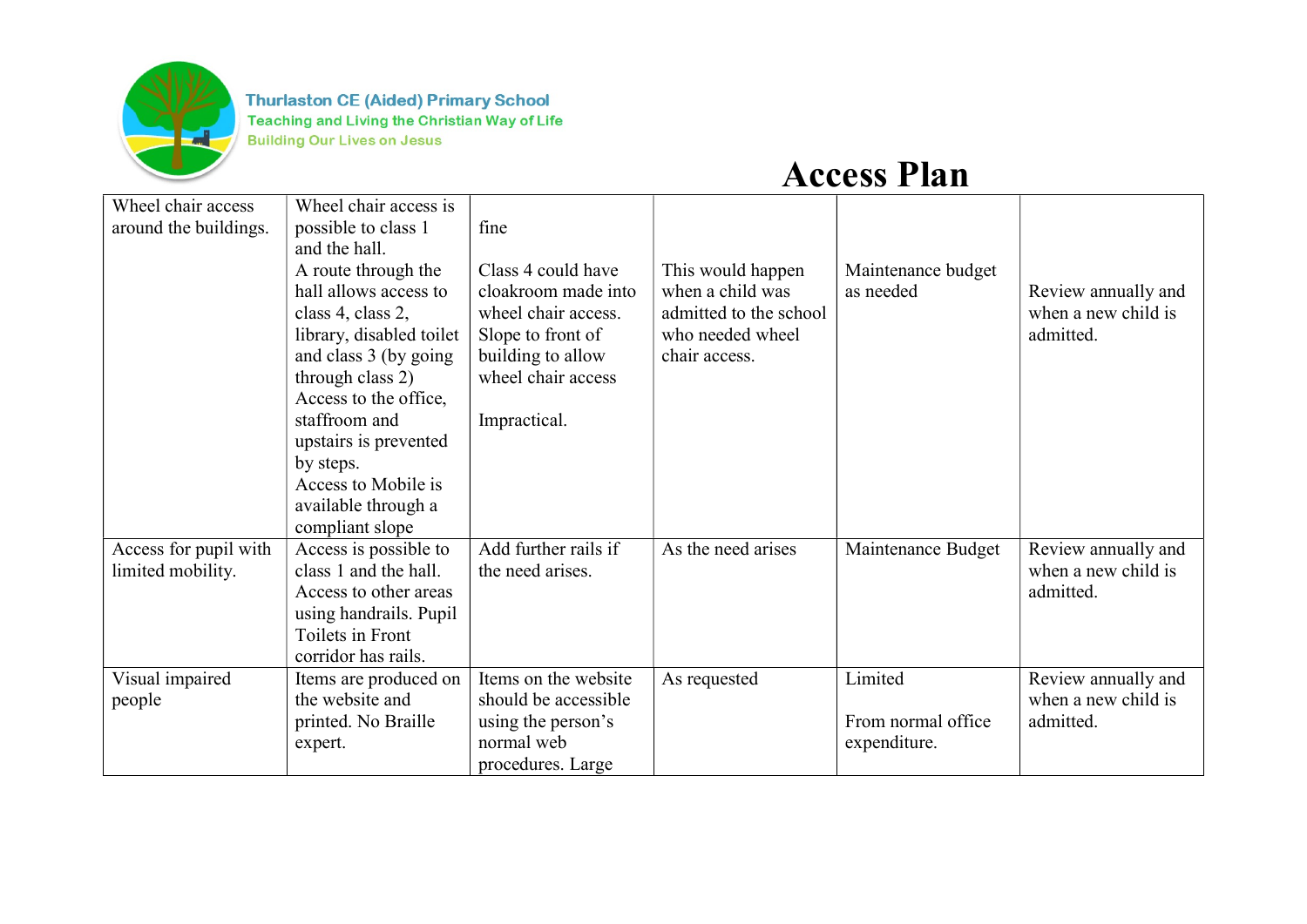Thurlaston CE (Aided) Primary School
Teaching and Living the Christian Way of Life
Building Our Lives on Jesus

# Access Plan

| | | | | | |
|---|---|---|---|---|---|
| Wheel chair access around the buildings. | Wheel chair access is possible to class 1 and the hall. A route through the hall allows access to class 4, class 2, library, disabled toilet and class 3 (by going through class 2) Access to the office, staffroom and upstairs is prevented by steps. Access to Mobile is available through a compliant slope | fine<br><br>Class 4 could have cloakroom made into wheel chair access. Slope to front of building to allow wheel chair access<br><br>Impractical. | This would happen when a child was admitted to the school who needed wheel chair access. | Maintenance budget as needed | Review annually and when a new child is admitted. |
| Access for pupil with limited mobility. | Access is possible to class 1 and the hall. Access to other areas using handrails. Pupil Toilets in Front corridor has rails. | Add further rails if the need arises. | As the need arises | Maintenance Budget | Review annually and when a new child is admitted. |
| Visual impaired people | Items are produced on the website and printed. No Braille expert. | Items on the website should be accessible using the person's normal web procedures. Large | As requested | Limited<br><br>From normal office expenditure. | Review annually and when a new child is admitted. |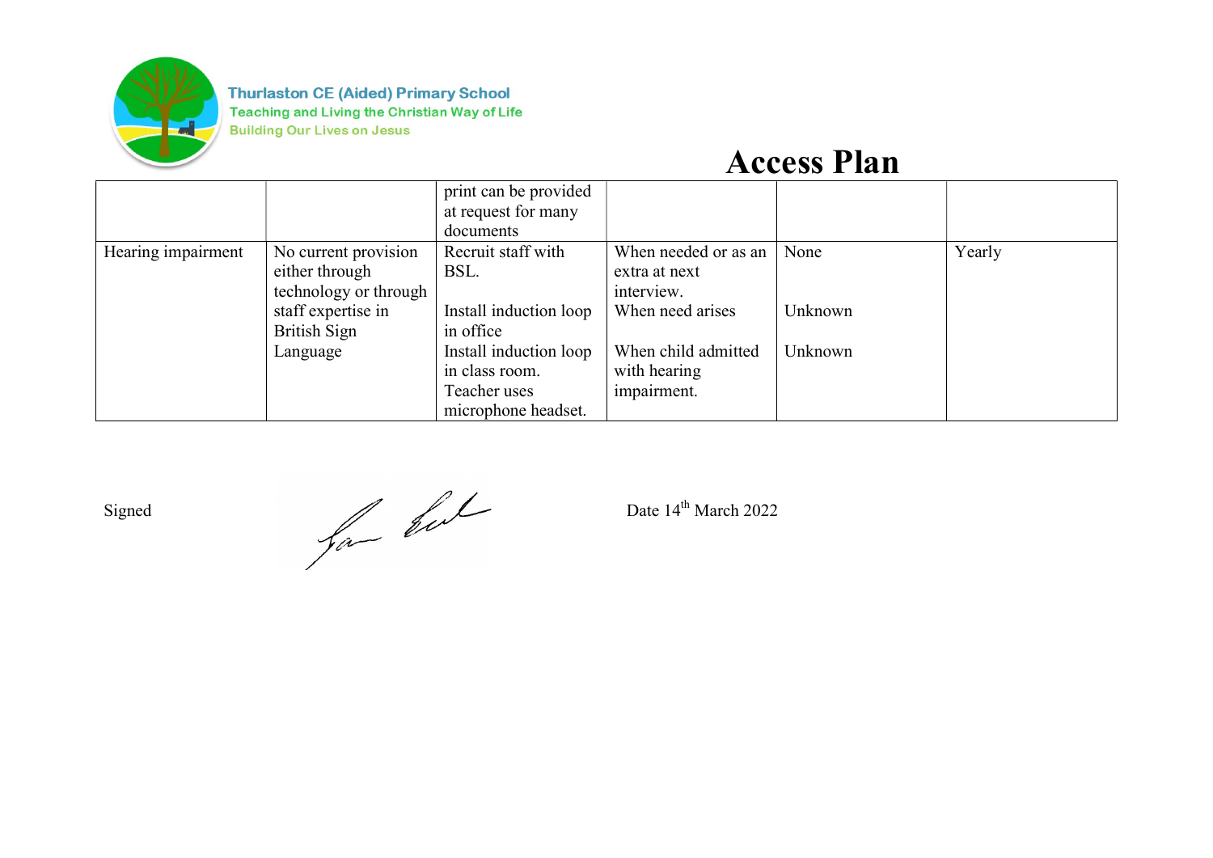Thurlaston CE (Aided) Primary School
Teaching and Living the Christian Way of Life
Building Our Lives on Jesus

# Access Plan

| | | | | | |
|---|---|---|---|---|---|
| | | print can be provided at request for many documents | | | |
| Hearing impairment | No current provision either through technology or through staff expertise in British Sign Language | Recruit staff with BSL.<br>Install induction loop in office<br>Install induction loop in class room. Teacher uses microphone headset. | When needed or as an extra at next interview.<br>When need arises<br>When child admitted with hearing impairment. | None<br>Unknown<br>Unknown | Yearly |

Signed

Date 14th March 2022